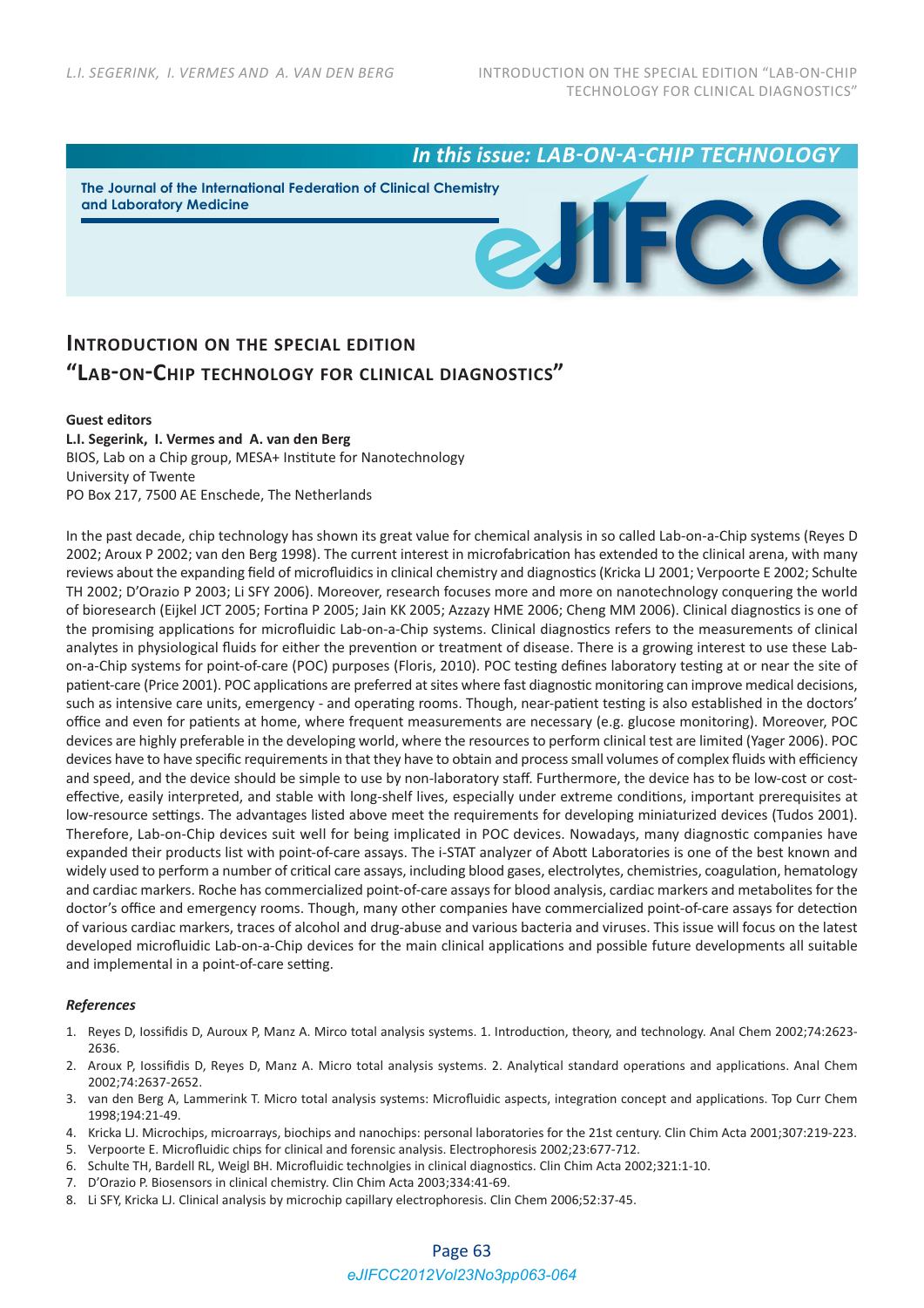# Introduction on the special edition "Lab-on-Chip technology for clinical diagnostics"

**Guest editors**

**L.I. Segerink, I. Vermes and A. van den Berg**
BIOS, Lab on a Chip group, MESA+ Institute for Nanotechnology
University of Twente
PO Box 217, 7500 AE Enschede, The Netherlands

In the past decade, chip technology has shown its great value for chemical analysis in so called Lab-on-a-Chip systems (Reyes D 2002; Aroux P 2002; van den Berg 1998). The current interest in microfabrication has extended to the clinical arena, with many reviews about the expanding field of microfluidics in clinical chemistry and diagnostics (Kricka LJ 2001; Verpoorte E 2002; Schulte TH 2002; D'Orazio P 2003; Li SFY 2006). Moreover, research focuses more and more on nanotechnology conquering the world of bioresearch (Eijkel JCT 2005; Fortina P 2005; Jain KK 2005; Azzazy HME 2006; Cheng MM 2006). Clinical diagnostics is one of the promising applications for microfluidic Lab-on-a-Chip systems. Clinical diagnostics refers to the measurements of clinical analytes in physiological fluids for either the prevention or treatment of disease. There is a growing interest to use these Lab-on-a-Chip systems for point-of-care (POC) purposes (Floris, 2010). POC testing defines laboratory testing at or near the site of patient-care (Price 2001). POC applications are preferred at sites where fast diagnostic monitoring can improve medical decisions, such as intensive care units, emergency - and operating rooms. Though, near-patient testing is also established in the doctors' office and even for patients at home, where frequent measurements are necessary (e.g. glucose monitoring). Moreover, POC devices are highly preferable in the developing world, where the resources to perform clinical test are limited (Yager 2006). POC devices have to have specific requirements in that they have to obtain and process small volumes of complex fluids with efficiency and speed, and the device should be simple to use by non-laboratory staff. Furthermore, the device has to be low-cost or cost-effective, easily interpreted, and stable with long-shelf lives, especially under extreme conditions, important prerequisites at low-resource settings. The advantages listed above meet the requirements for developing miniaturized devices (Tudos 2001). Therefore, Lab-on-Chip devices suit well for being implicated in POC devices. Nowadays, many diagnostic companies have expanded their products list with point-of-care assays. The i-STAT analyzer of Abott Laboratories is one of the best known and widely used to perform a number of critical care assays, including blood gases, electrolytes, chemistries, coagulation, hematology and cardiac markers. Roche has commercialized point-of-care assays for blood analysis, cardiac markers and metabolites for the doctor's office and emergency rooms. Though, many other companies have commercialized point-of-care assays for detection of various cardiac markers, traces of alcohol and drug-abuse and various bacteria and viruses. This issue will focus on the latest developed microfluidic Lab-on-a-Chip devices for the main clinical applications and possible future developments all suitable and implemental in a point-of-care setting.

### *References*

1. Reyes D, Iossifidis D, Auroux P, Manz A. Mirco total analysis systems. 1. Introduction, theory, and technology. Anal Chem 2002;74:2623-2636.
2. Aroux P, Iossifidis D, Reyes D, Manz A. Micro total analysis systems. 2. Analytical standard operations and applications. Anal Chem 2002;74:2637-2652.
3. van den Berg A, Lammerink T. Micro total analysis systems: Microfluidic aspects, integration concept and applications. Top Curr Chem 1998;194:21-49.
4. Kricka LJ. Microchips, microarrays, biochips and nanochips: personal laboratories for the 21st century. Clin Chim Acta 2001;307:219-223.
5. Verpoorte E. Microfluidic chips for clinical and forensic analysis. Electrophoresis 2002;23:677-712.
6. Schulte TH, Bardell RL, Weigl BH. Microfluidic technolgies in clinical diagnostics. Clin Chim Acta 2002;321:1-10.
7. D'Orazio P. Biosensors in clinical chemistry. Clin Chim Acta 2003;334:41-69.
8. Li SFY, Kricka LJ. Clinical analysis by microchip capillary electrophoresis. Clin Chem 2006;52:37-45.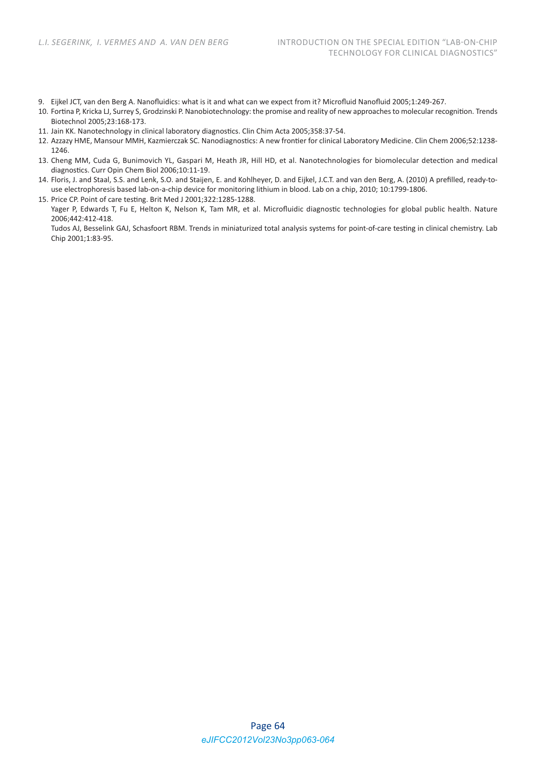9. Eijkel JCT, van den Berg A. Nanofluidics: what is it and what can we expect from it? Microfluid Nanofluid 2005;1:249-267.
10. Fortina P, Kricka LJ, Surrey S, Grodzinski P. Nanobiotechnology: the promise and reality of new approaches to molecular recognition. Trends Biotechnol 2005;23:168-173.
11. Jain KK. Nanotechnology in clinical laboratory diagnostics. Clin Chim Acta 2005;358:37-54.
12. Azzazy HME, Mansour MMH, Kazmierczak SC. Nanodiagnostics: A new frontier for clinical Laboratory Medicine. Clin Chem 2006;52:1238-1246.
13. Cheng MM, Cuda G, Bunimovich YL, Gaspari M, Heath JR, Hill HD, et al. Nanotechnologies for biomolecular detection and medical diagnostics. Curr Opin Chem Biol 2006;10:11-19.
14. Floris, J. and Staal, S.S. and Lenk, S.O. and Staijen, E. and Kohlheyer, D. and Eijkel, J.C.T. and van den Berg, A. (2010) A prefilled, ready-to-use electrophoresis based lab-on-a-chip device for monitoring lithium in blood. Lab on a chip, 2010; 10:1799-1806.
15. Price CP. Point of care testing. Brit Med J 2001;322:1285-1288.

    Yager P, Edwards T, Fu E, Helton K, Nelson K, Tam MR, et al. Microfluidic diagnostic technologies for global public health. Nature 2006;442:412-418.

    Tudos AJ, Besselink GAJ, Schasfoort RBM. Trends in miniaturized total analysis systems for point-of-care testing in clinical chemistry. Lab Chip 2001;1:83-95.